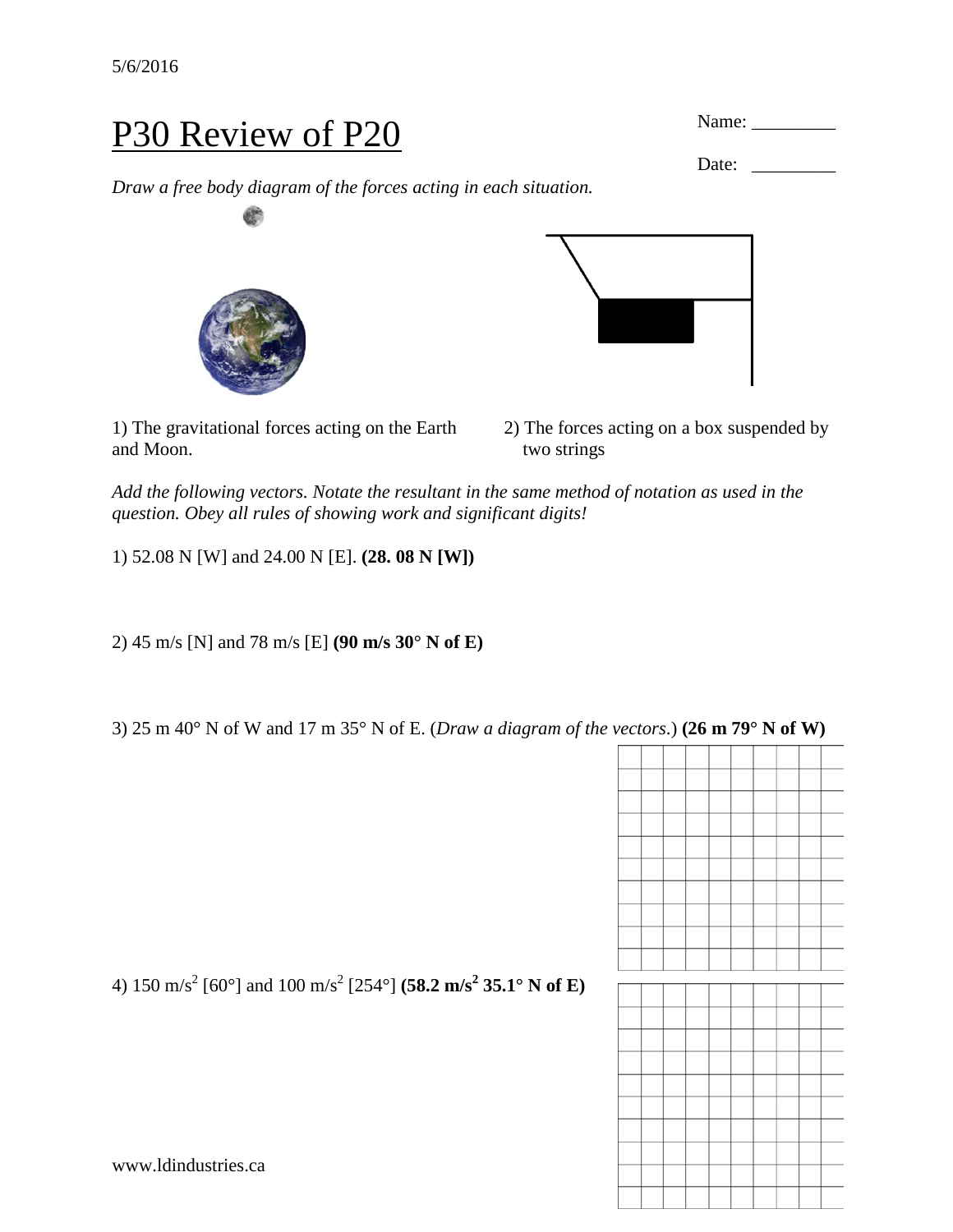5/6/2016

# P30 Review of P20

Name: _________

Date: _________

*Draw a free body diagram of the forces acting in each situation.*

1) The gravitational forces acting on the Earth and Moon.

2) The forces acting on a box suspended by two strings

*Add the following vectors. Notate the resultant in the same method of notation as used in the question. Obey all rules of showing work and significant digits!*

1) 52.08 N [W] and 24.00 N [E]. **(28. 08 N [W])**

2) 45 m/s [N] and 78 m/s [E] **(90 m/s 30° N of E)**

3) 25 m 40° N of W and 17 m 35° N of E. (*Draw a diagram of the vectors*.) **(26 m 79° N of W)**

4) 150 $m/s^2$ [60°] and 100 $m/s^2$ [254°] **(58.2 $m/s^2$ 35.1° N of E)**

www.ldindustries.ca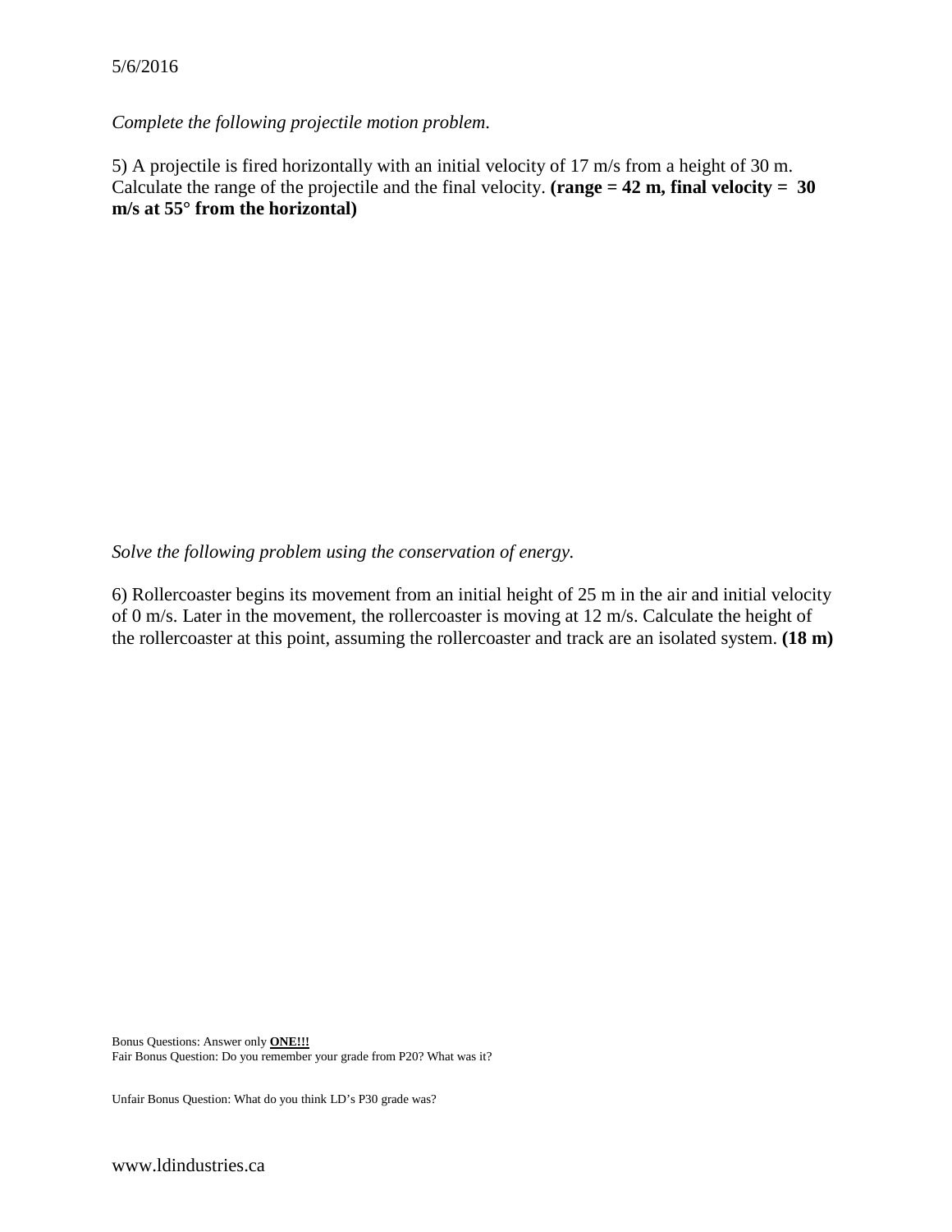5/6/2016

*Complete the following projectile motion problem.*

5) A projectile is fired horizontally with an initial velocity of 17 m/s from a height of 30 m. Calculate the range of the projectile and the final velocity. **(range = 42 m, final velocity = 30 m/s at 55° from the horizontal)**

*Solve the following problem using the conservation of energy.*

6) Rollercoaster begins its movement from an initial height of 25 m in the air and initial velocity of 0 m/s. Later in the movement, the rollercoaster is moving at 12 m/s. Calculate the height of the rollercoaster at this point, assuming the rollercoaster and track are an isolated system. **(18 m)**

Bonus Questions: Answer only **ONE!!!**

Fair Bonus Question: Do you remember your grade from P20? What was it?

Unfair Bonus Question: What do you think LD's P30 grade was?

www.ldindustries.ca